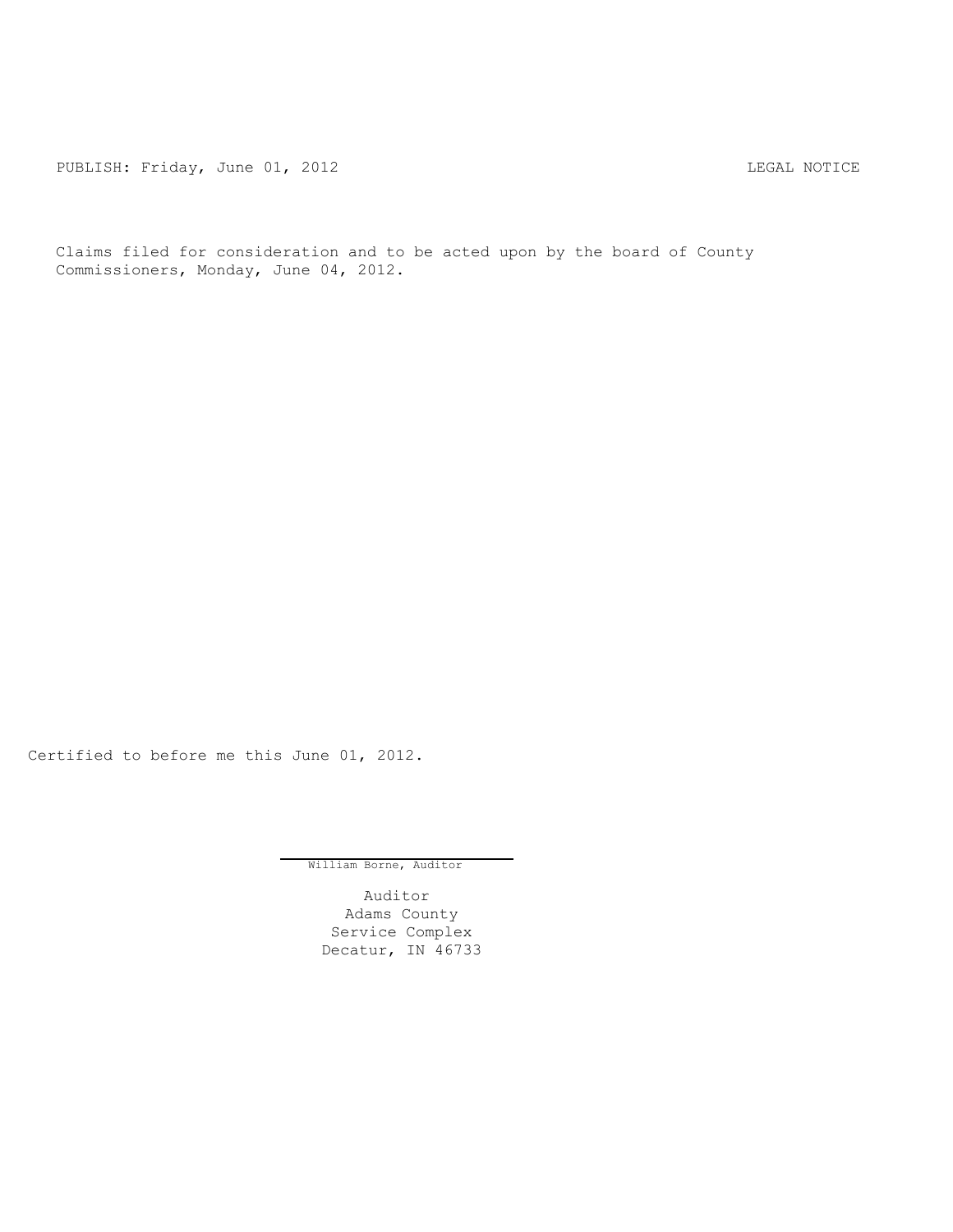PUBLISH: Friday, June 01, 2012 LEGAL NOTICE

Claims filed for consideration and to be acted upon by the board of County Commissioners, Monday, June 04, 2012.

Certified to before me this June 01, 2012.

William Borne, Auditor

Auditor
Adams County
Service Complex
Decatur, IN 46733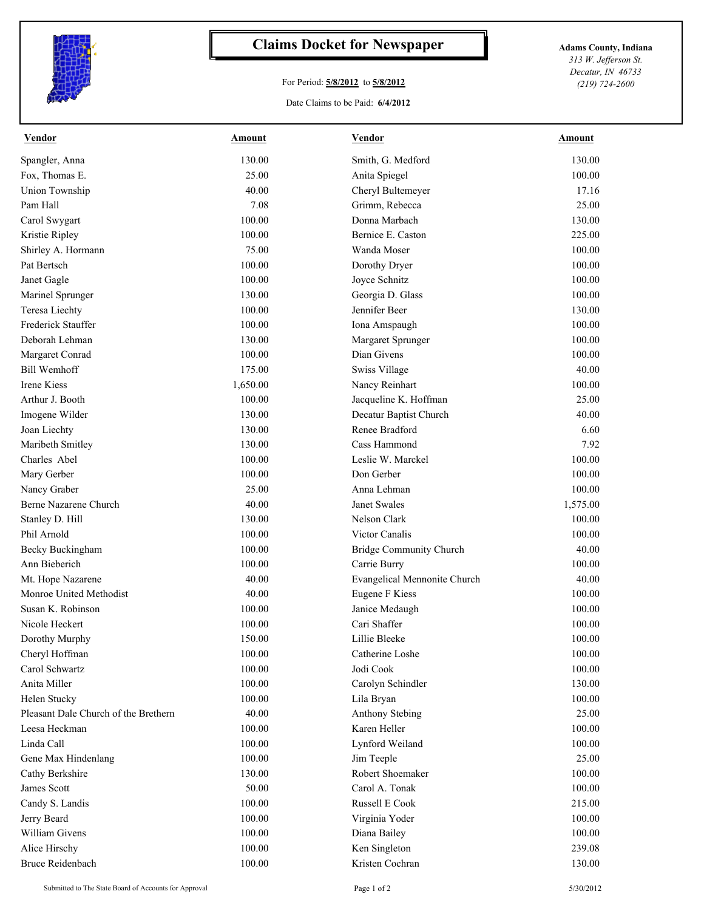# Claims Docket for Newspaper

For Period: **5/8/2012** to **5/8/2012**

Date Claims to be Paid: **6/4/2012**

**Adams County, Indiana**
*313 W. Jefferson St.*
*Decatur, IN 46733*
*(219) 724-2600*

| Vendor | Amount | Vendor | Amount |
|---|---|---|---|
| Spangler, Anna | 130.00 | Smith, G. Medford | 130.00 |
| Fox, Thomas E. | 25.00 | Anita Spiegel | 100.00 |
| Union Township | 40.00 | Cheryl Bultemeyer | 17.16 |
| Pam Hall | 7.08 | Grimm, Rebecca | 25.00 |
| Carol Swygart | 100.00 | Donna Marbach | 130.00 |
| Kristie Ripley | 100.00 | Bernice E. Caston | 225.00 |
| Shirley A. Hormann | 75.00 | Wanda Moser | 100.00 |
| Pat Bertsch | 100.00 | Dorothy Dryer | 100.00 |
| Janet Gagle | 100.00 | Joyce Schnitz | 100.00 |
| Marinel Sprunger | 130.00 | Georgia D. Glass | 100.00 |
| Teresa Liechty | 100.00 | Jennifer Beer | 130.00 |
| Frederick Stauffer | 100.00 | Iona Amspaugh | 100.00 |
| Deborah Lehman | 130.00 | Margaret Sprunger | 100.00 |
| Margaret Conrad | 100.00 | Dian Givens | 100.00 |
| Bill Wemhoff | 175.00 | Swiss Village | 40.00 |
| Irene Kiess | 1,650.00 | Nancy Reinhart | 100.00 |
| Arthur J. Booth | 100.00 | Jacqueline K. Hoffman | 25.00 |
| Imogene Wilder | 130.00 | Decatur Baptist Church | 40.00 |
| Joan Liechty | 130.00 | Renee Bradford | 6.60 |
| Maribeth Smitley | 130.00 | Cass Hammond | 7.92 |
| Charles Abel | 100.00 | Leslie W. Marckel | 100.00 |
| Mary Gerber | 100.00 | Don Gerber | 100.00 |
| Nancy Graber | 25.00 | Anna Lehman | 100.00 |
| Berne Nazarene Church | 40.00 | Janet Swales | 1,575.00 |
| Stanley D. Hill | 130.00 | Nelson Clark | 100.00 |
| Phil Arnold | 100.00 | Victor Canalis | 100.00 |
| Becky Buckingham | 100.00 | Bridge Community Church | 40.00 |
| Ann Bieberich | 100.00 | Carrie Burry | 100.00 |
| Mt. Hope Nazarene | 40.00 | Evangelical Mennonite Church | 40.00 |
| Monroe United Methodist | 40.00 | Eugene F Kiess | 100.00 |
| Susan K. Robinson | 100.00 | Janice Medaugh | 100.00 |
| Nicole Heckert | 100.00 | Cari Shaffer | 100.00 |
| Dorothy Murphy | 150.00 | Lillie Bleeke | 100.00 |
| Cheryl Hoffman | 100.00 | Catherine Loshe | 100.00 |
| Carol Schwartz | 100.00 | Jodi Cook | 100.00 |
| Anita Miller | 100.00 | Carolyn Schindler | 130.00 |
| Helen Stucky | 100.00 | Lila Bryan | 100.00 |
| Pleasant Dale Church of the Brethern | 40.00 | Anthony Stebing | 25.00 |
| Leesa Heckman | 100.00 | Karen Heller | 100.00 |
| Linda Call | 100.00 | Lynford Weiland | 100.00 |
| Gene Max Hindenlang | 100.00 | Jim Teeple | 25.00 |
| Cathy Berkshire | 130.00 | Robert Shoemaker | 100.00 |
| James Scott | 50.00 | Carol A. Tonak | 100.00 |
| Candy S. Landis | 100.00 | Russell E Cook | 215.00 |
| Jerry Beard | 100.00 | Virginia Yoder | 100.00 |
| William Givens | 100.00 | Diana Bailey | 100.00 |
| Alice Hirschy | 100.00 | Ken Singleton | 239.08 |
| Bruce Reidenbach | 100.00 | Kristen Cochran | 130.00 |

Submitted to The State Board of Accounts for Approval

5/30/2012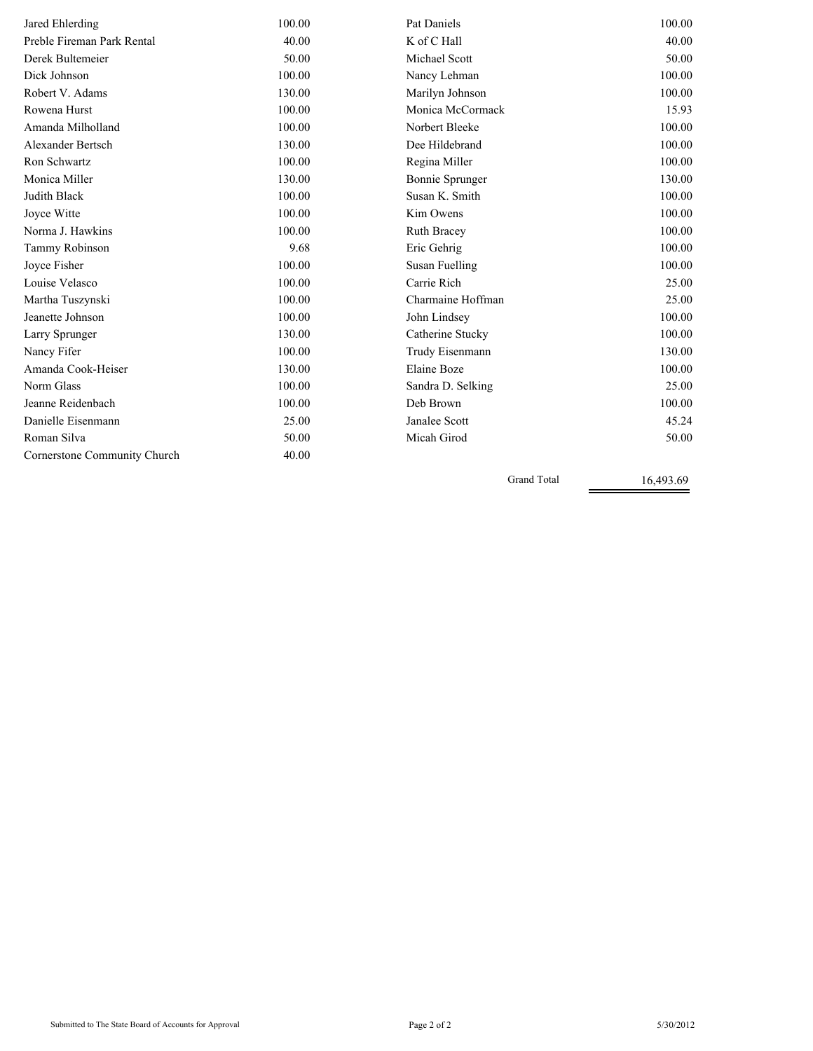| | | | |
|---|---|---|---|
| Jared Ehlerding | 100.00 | Pat Daniels | 100.00 |
| Preble Fireman Park Rental | 40.00 | K of C Hall | 40.00 |
| Derek Bultemeier | 50.00 | Michael Scott | 50.00 |
| Dick Johnson | 100.00 | Nancy Lehman | 100.00 |
| Robert V. Adams | 130.00 | Marilyn Johnson | 100.00 |
| Rowena Hurst | 100.00 | Monica McCormack | 15.93 |
| Amanda Milholland | 100.00 | Norbert Bleeke | 100.00 |
| Alexander Bertsch | 130.00 | Dee Hildebrand | 100.00 |
| Ron Schwartz | 100.00 | Regina Miller | 100.00 |
| Monica Miller | 130.00 | Bonnie Sprunger | 130.00 |
| Judith Black | 100.00 | Susan K. Smith | 100.00 |
| Joyce Witte | 100.00 | Kim Owens | 100.00 |
| Norma J. Hawkins | 100.00 | Ruth Bracey | 100.00 |
| Tammy Robinson | 9.68 | Eric Gehrig | 100.00 |
| Joyce Fisher | 100.00 | Susan Fuelling | 100.00 |
| Louise Velasco | 100.00 | Carrie Rich | 25.00 |
| Martha Tuszynski | 100.00 | Charmaine Hoffman | 25.00 |
| Jeanette Johnson | 100.00 | John Lindsey | 100.00 |
| Larry Sprunger | 130.00 | Catherine Stucky | 100.00 |
| Nancy Fifer | 100.00 | Trudy Eisenmann | 130.00 |
| Amanda Cook-Heiser | 130.00 | Elaine Boze | 100.00 |
| Norm Glass | 100.00 | Sandra D. Selking | 25.00 |
| Jeanne Reidenbach | 100.00 | Deb Brown | 100.00 |
| Danielle Eisenmann | 25.00 | Janalee Scott | 45.24 |
| Roman Silva | 50.00 | Micah Girod | 50.00 |
| Cornerstone Community Church | 40.00 | | |
| | | Grand Total | 16,493.69 |

Submitted to The State Board of Accounts for Approval

5/30/2012